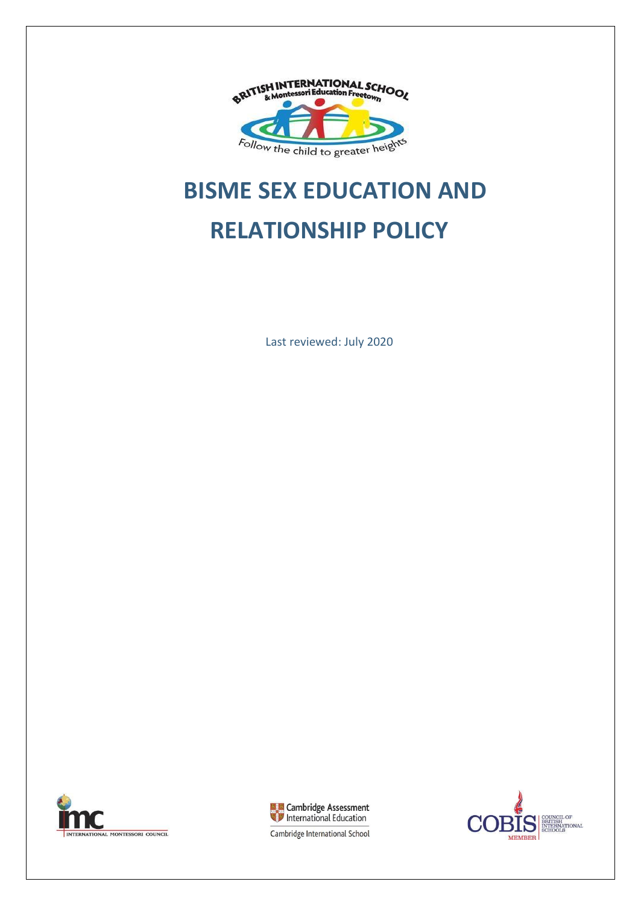# BISME SEX EDUCATION AND RELATIONSHIP POLICY

Last reviewed: July 2020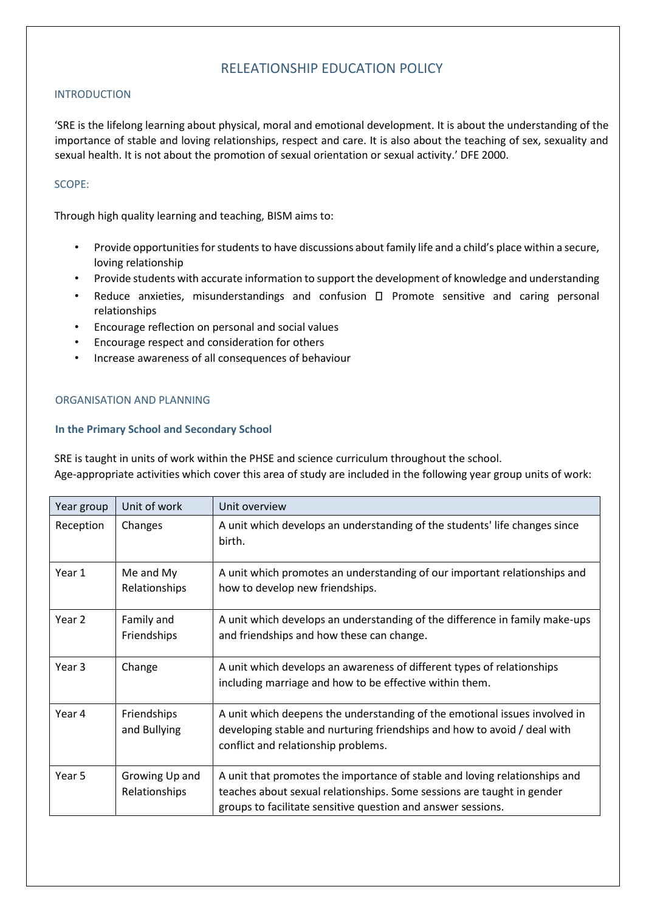# RELEATIONSHIP EDUCATION POLICY

## INTRODUCTION

'SRE is the lifelong learning about physical, moral and emotional development. It is about the understanding of the importance of stable and loving relationships, respect and care. It is also about the teaching of sex, sexuality and sexual health. It is not about the promotion of sexual orientation or sexual activity.' DFE 2000.

## SCOPE:

Through high quality learning and teaching, BISM aims to:

- Provide opportunities for students to have discussions about family life and a child's place within a secure, loving relationship
- Provide students with accurate information to support the development of knowledge and understanding
- Reduce anxieties, misunderstandings and confusion  Promote sensitive and caring personal relationships
- Encourage reflection on personal and social values
- Encourage respect and consideration for others
- Increase awareness of all consequences of behaviour

## ORGANISATION AND PLANNING

### In the Primary School and Secondary School

SRE is taught in units of work within the PHSE and science curriculum throughout the school.
Age-appropriate activities which cover this area of study are included in the following year group units of work:

| Year group | Unit of work | Unit overview |
|---|---|---|
| Reception | Changes | A unit which develops an understanding of the students' life changes since birth. |
| Year 1 | Me and My Relationships | A unit which promotes an understanding of our important relationships and how to develop new friendships. |
| Year 2 | Family and Friendships | A unit which develops an understanding of the difference in family make-ups and friendships and how these can change. |
| Year 3 | Change | A unit which develops an awareness of different types of relationships including marriage and how to be effective within them. |
| Year 4 | Friendships and Bullying | A unit which deepens the understanding of the emotional issues involved in developing stable and nurturing friendships and how to avoid / deal with conflict and relationship problems. |
| Year 5 | Growing Up and Relationships | A unit that promotes the importance of stable and loving relationships and teaches about sexual relationships. Some sessions are taught in gender groups to facilitate sensitive question and answer sessions. |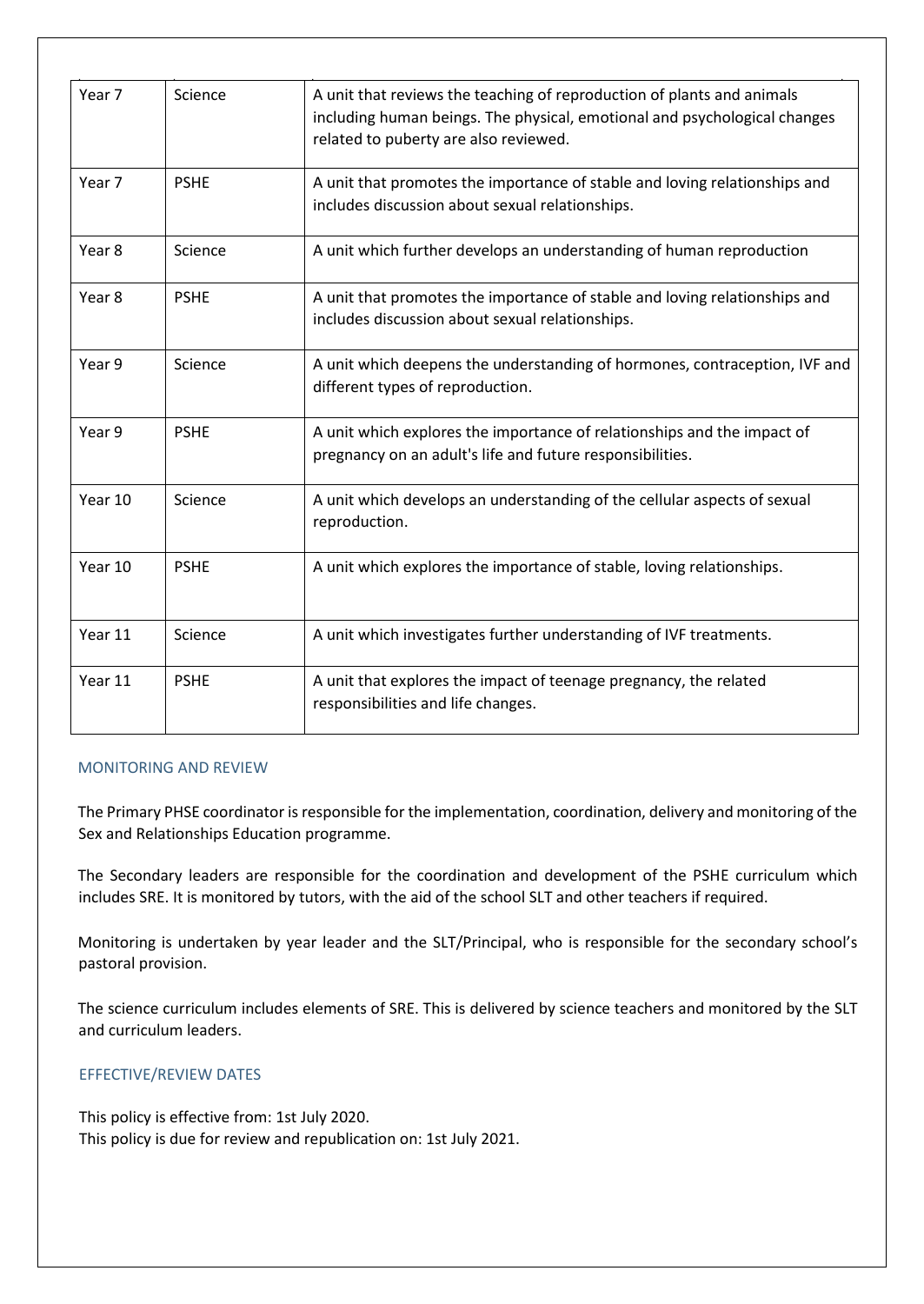| | | |
|---|---|---|
| Year 7 | Science | A unit that reviews the teaching of reproduction of plants and animals including human beings. The physical, emotional and psychological changes related to puberty are also reviewed. |
| Year 7 | PSHE | A unit that promotes the importance of stable and loving relationships and includes discussion about sexual relationships. |
| Year 8 | Science | A unit which further develops an understanding of human reproduction |
| Year 8 | PSHE | A unit that promotes the importance of stable and loving relationships and includes discussion about sexual relationships. |
| Year 9 | Science | A unit which deepens the understanding of hormones, contraception, IVF and different types of reproduction. |
| Year 9 | PSHE | A unit which explores the importance of relationships and the impact of pregnancy on an adult's life and future responsibilities. |
| Year 10 | Science | A unit which develops an understanding of the cellular aspects of sexual reproduction. |
| Year 10 | PSHE | A unit which explores the importance of stable, loving relationships. |
| Year 11 | Science | A unit which investigates further understanding of IVF treatments. |
| Year 11 | PSHE | A unit that explores the impact of teenage pregnancy, the related responsibilities and life changes. |

## MONITORING AND REVIEW

The Primary PHSE coordinator is responsible for the implementation, coordination, delivery and monitoring of the Sex and Relationships Education programme.

The Secondary leaders are responsible for the coordination and development of the PSHE curriculum which includes SRE. It is monitored by tutors, with the aid of the school SLT and other teachers if required.

Monitoring is undertaken by year leader and the SLT/Principal, who is responsible for the secondary school's pastoral provision.

The science curriculum includes elements of SRE. This is delivered by science teachers and monitored by the SLT and curriculum leaders.

## EFFECTIVE/REVIEW DATES

This policy is effective from: 1st July 2020.
This policy is due for review and republication on: 1st July 2021.